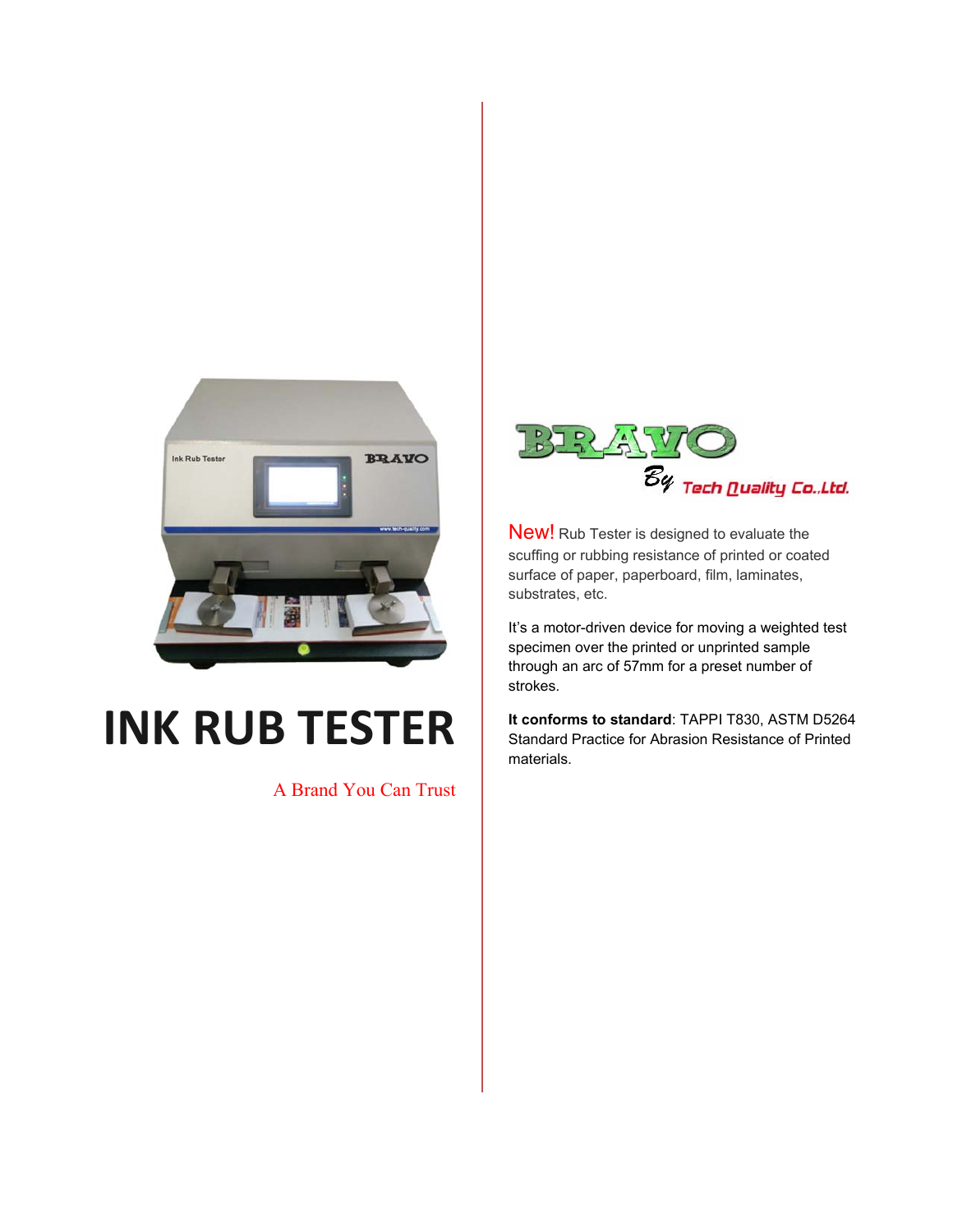# INK RUB TESTER

A Brand You Can Trust

BRAVO By Tech Quality Co.,Ltd.

New! Rub Tester is designed to evaluate the scuffing or rubbing resistance of printed or coated surface of paper, paperboard, film, laminates, substrates, etc.

It's a motor-driven device for moving a weighted test specimen over the printed or unprinted sample through an arc of 57mm for a preset number of strokes.

**It conforms to standard**: TAPPI T830, ASTM D5264 Standard Practice for Abrasion Resistance of Printed materials.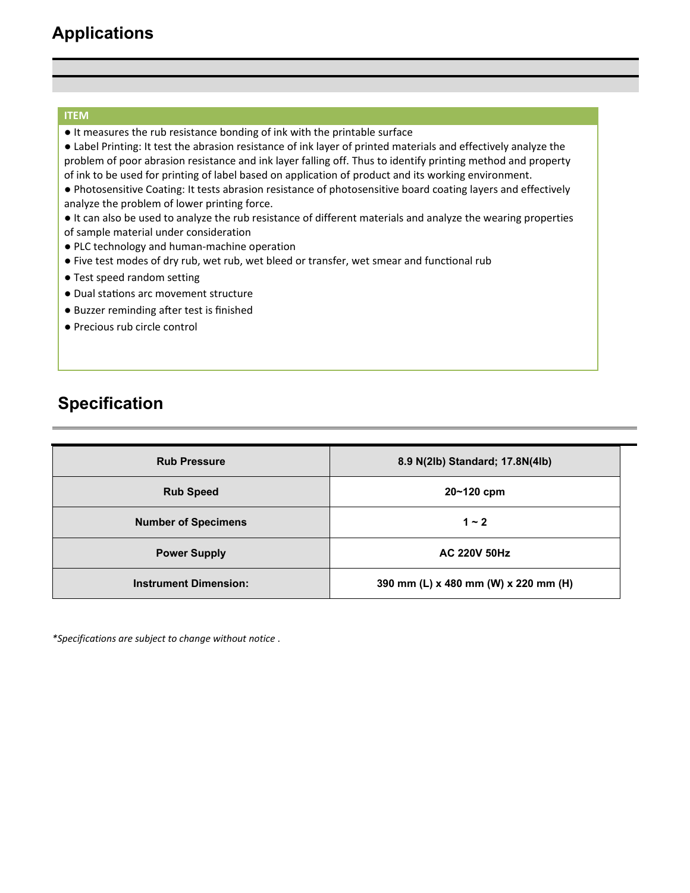## Applications

**ITEM**

● It measures the rub resistance bonding of ink with the printable surface

● Label Printing: It test the abrasion resistance of ink layer of printed materials and effectively analyze the problem of poor abrasion resistance and ink layer falling off. Thus to identify printing method and property of ink to be used for printing of label based on application of product and its working environment.

● Photosensitive Coating: It tests abrasion resistance of photosensitive board coating layers and effectively analyze the problem of lower printing force.

● It can also be used to analyze the rub resistance of different materials and analyze the wearing properties of sample material under consideration

● PLC technology and human-machine operation

● Five test modes of dry rub, wet rub, wet bleed or transfer, wet smear and functional rub

● Test speed random setting

● Dual stations arc movement structure

● Buzzer reminding after test is finished

● Precious rub circle control

## Specification

| | |
|---|---|
| **Rub Pressure** | **8.9 N(2lb) Standard; 17.8N(4lb)** |
| **Rub Speed** | **20~120 cpm** |
| **Number of Specimens** | **1 ~ 2** |
| **Power Supply** | **AC 220V 50Hz** |
| **Instrument Dimension:** | **390 mm (L) x 480 mm (W) x 220 mm (H)** |

*\*Specifications are subject to change without notice .*